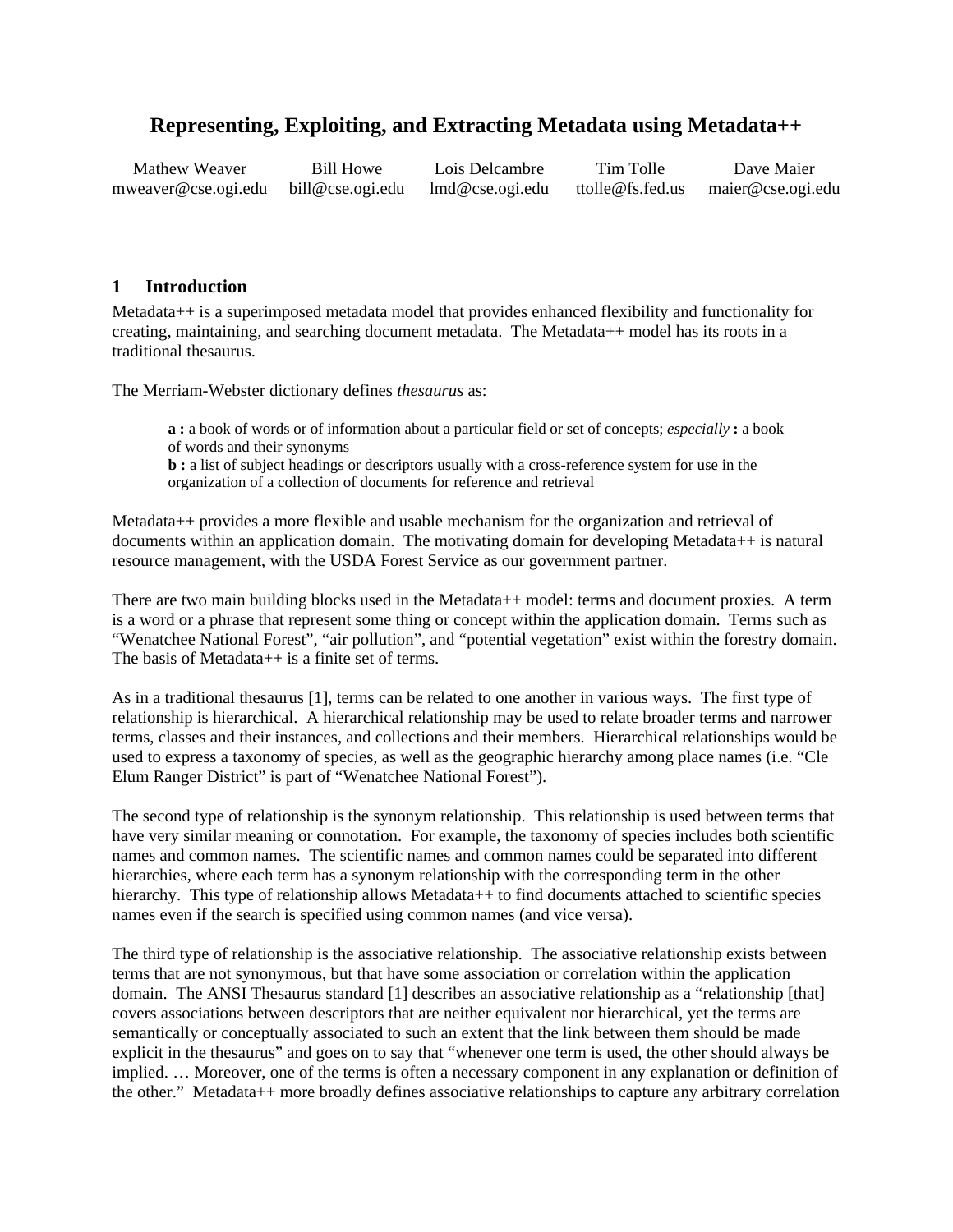# Representing, Exploiting, and Extracting Metadata using Metadata++

Mathew Weaver mweaver@cse.ogi.edu
Bill Howe bill@cse.ogi.edu
Lois Delcambre lmd@cse.ogi.edu
Tim Tolle ttolle@fs.fed.us
Dave Maier maier@cse.ogi.edu

## 1 Introduction

Metadata++ is a superimposed metadata model that provides enhanced flexibility and functionality for creating, maintaining, and searching document metadata. The Metadata++ model has its roots in a traditional thesaurus.

The Merriam-Webster dictionary defines *thesaurus* as:

> **a :** a book of words or of information about a particular field or set of concepts; *especially* **:** a book of words and their synonyms
> **b :** a list of subject headings or descriptors usually with a cross-reference system for use in the organization of a collection of documents for reference and retrieval

Metadata++ provides a more flexible and usable mechanism for the organization and retrieval of documents within an application domain. The motivating domain for developing Metadata++ is natural resource management, with the USDA Forest Service as our government partner.

There are two main building blocks used in the Metadata++ model: terms and document proxies. A term is a word or a phrase that represent some thing or concept within the application domain. Terms such as “Wenatchee National Forest”, “air pollution”, and “potential vegetation” exist within the forestry domain. The basis of Metadata++ is a finite set of terms.

As in a traditional thesaurus [1], terms can be related to one another in various ways. The first type of relationship is hierarchical. A hierarchical relationship may be used to relate broader terms and narrower terms, classes and their instances, and collections and their members. Hierarchical relationships would be used to express a taxonomy of species, as well as the geographic hierarchy among place names (i.e. “Cle Elum Ranger District” is part of “Wenatchee National Forest”).

The second type of relationship is the synonym relationship. This relationship is used between terms that have very similar meaning or connotation. For example, the taxonomy of species includes both scientific names and common names. The scientific names and common names could be separated into different hierarchies, where each term has a synonym relationship with the corresponding term in the other hierarchy. This type of relationship allows Metadata++ to find documents attached to scientific species names even if the search is specified using common names (and vice versa).

The third type of relationship is the associative relationship. The associative relationship exists between terms that are not synonymous, but that have some association or correlation within the application domain. The ANSI Thesaurus standard [1] describes an associative relationship as a “relationship [that] covers associations between descriptors that are neither equivalent nor hierarchical, yet the terms are semantically or conceptually associated to such an extent that the link between them should be made explicit in the thesaurus” and goes on to say that “whenever one term is used, the other should always be implied. … Moreover, one of the terms is often a necessary component in any explanation or definition of the other.” Metadata++ more broadly defines associative relationships to capture any arbitrary correlation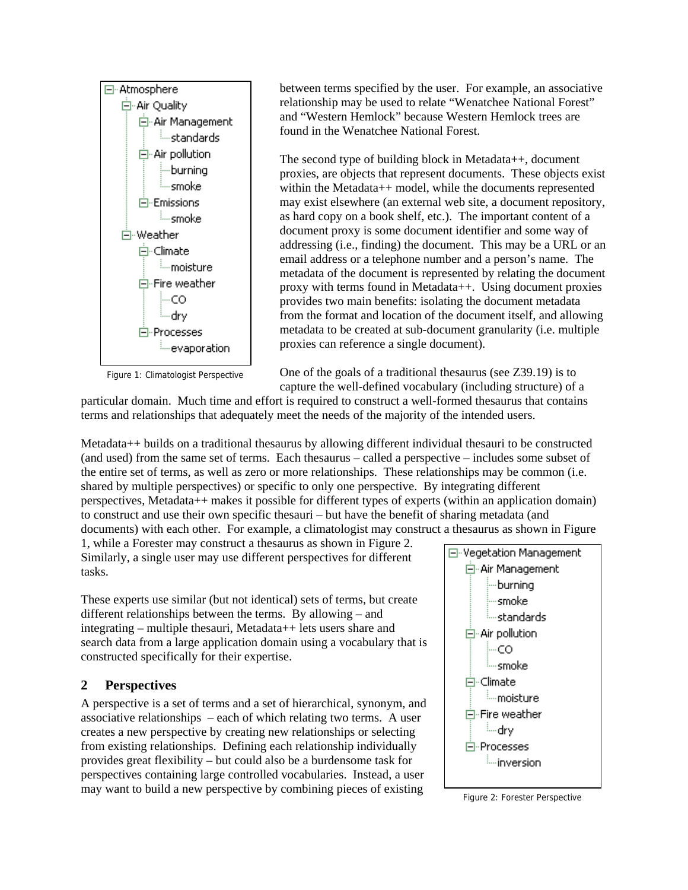- Atmosphere
  - Air Quality
    - Air Management
      - standards
    - Air pollution
      - burning
      - smoke
    - Emissions
      - smoke
  - Weather
    - Climate
      - moisture
    - Fire weather
      - CO
      - dry
    - Processes
      - evaporation

Figure 1: Climatologist Perspective

between terms specified by the user. For example, an associative relationship may be used to relate "Wenatchee National Forest" and "Western Hemlock" because Western Hemlock trees are found in the Wenatchee National Forest.

The second type of building block in Metadata++, document proxies, are objects that represent documents. These objects exist within the Metadata++ model, while the documents represented may exist elsewhere (an external web site, a document repository, as hard copy on a book shelf, etc.). The important content of a document proxy is some document identifier and some way of addressing (i.e., finding) the document. This may be a URL or an email address or a telephone number and a person's name. The metadata of the document is represented by relating the document proxy with terms found in Metadata++. Using document proxies provides two main benefits: isolating the document metadata from the format and location of the document itself, and allowing metadata to be created at sub-document granularity (i.e. multiple proxies can reference a single document).

One of the goals of a traditional thesaurus (see Z39.19) is to capture the well-defined vocabulary (including structure) of a particular domain. Much time and effort is required to construct a well-formed thesaurus that contains terms and relationships that adequately meet the needs of the majority of the intended users.

Metadata++ builds on a traditional thesaurus by allowing different individual thesauri to be constructed (and used) from the same set of terms. Each thesaurus – called a perspective – includes some subset of the entire set of terms, as well as zero or more relationships. These relationships may be common (i.e. shared by multiple perspectives) or specific to only one perspective. By integrating different perspectives, Metadata++ makes it possible for different types of experts (within an application domain) to construct and use their own specific thesauri – but have the benefit of sharing metadata (and documents) with each other. For example, a climatologist may construct a thesaurus as shown in Figure 1, while a Forester may construct a thesaurus as shown in Figure 2. Similarly, a single user may use different perspectives for different tasks.

- Vegetation Management
  - Air Management
    - burning
    - smoke
    - standards
  - Air pollution
    - CO
    - smoke
  - Climate
    - moisture
  - Fire weather
    - dry
  - Processes
    - inversion

Figure 2: Forester Perspective

These experts use similar (but not identical) sets of terms, but create different relationships between the terms. By allowing – and integrating – multiple thesauri, Metadata++ lets users share and search data from a large application domain using a vocabulary that is constructed specifically for their expertise.

## 2 Perspectives

A perspective is a set of terms and a set of hierarchical, synonym, and associative relationships – each of which relating two terms. A user creates a new perspective by creating new relationships or selecting from existing relationships. Defining each relationship individually provides great flexibility – but could also be a burdensome task for perspectives containing large controlled vocabularies. Instead, a user may want to build a new perspective by combining pieces of existing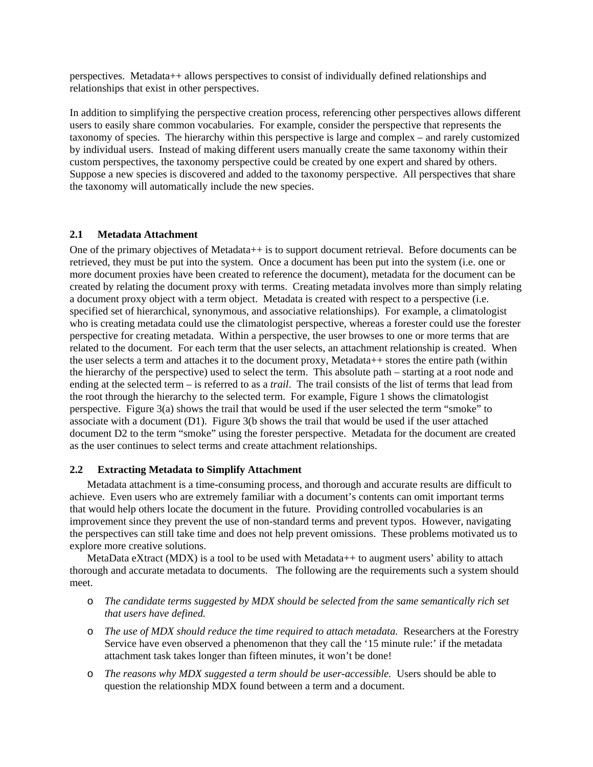perspectives. Metadata++ allows perspectives to consist of individually defined relationships and relationships that exist in other perspectives.

In addition to simplifying the perspective creation process, referencing other perspectives allows different users to easily share common vocabularies. For example, consider the perspective that represents the taxonomy of species. The hierarchy within this perspective is large and complex – and rarely customized by individual users. Instead of making different users manually create the same taxonomy within their custom perspectives, the taxonomy perspective could be created by one expert and shared by others. Suppose a new species is discovered and added to the taxonomy perspective. All perspectives that share the taxonomy will automatically include the new species.

### 2.1 Metadata Attachment

One of the primary objectives of Metadata++ is to support document retrieval. Before documents can be retrieved, they must be put into the system. Once a document has been put into the system (i.e. one or more document proxies have been created to reference the document), metadata for the document can be created by relating the document proxy with terms. Creating metadata involves more than simply relating a document proxy object with a term object. Metadata is created with respect to a perspective (i.e. specified set of hierarchical, synonymous, and associative relationships). For example, a climatologist who is creating metadata could use the climatologist perspective, whereas a forester could use the forester perspective for creating metadata. Within a perspective, the user browses to one or more terms that are related to the document. For each term that the user selects, an attachment relationship is created. When the user selects a term and attaches it to the document proxy, Metadata++ stores the entire path (within the hierarchy of the perspective) used to select the term. This absolute path – starting at a root node and ending at the selected term – is referred to as a *trail*. The trail consists of the list of terms that lead from the root through the hierarchy to the selected term. For example, Figure 1 shows the climatologist perspective. Figure 3(a) shows the trail that would be used if the user selected the term "smoke" to associate with a document (D1). Figure 3(b shows the trail that would be used if the user attached document D2 to the term "smoke" using the forester perspective. Metadata for the document are created as the user continues to select terms and create attachment relationships.

### 2.2 Extracting Metadata to Simplify Attachment

Metadata attachment is a time-consuming process, and thorough and accurate results are difficult to achieve. Even users who are extremely familiar with a document's contents can omit important terms that would help others locate the document in the future. Providing controlled vocabularies is an improvement since they prevent the use of non-standard terms and prevent typos. However, navigating the perspectives can still take time and does not help prevent omissions. These problems motivated us to explore more creative solutions.

MetaData eXtract (MDX) is a tool to be used with Metadata++ to augment users' ability to attach thorough and accurate metadata to documents. The following are the requirements such a system should meet.

- *The candidate terms suggested by MDX should be selected from the same semantically rich set that users have defined.*
- *The use of MDX should reduce the time required to attach metadata.* Researchers at the Forestry Service have even observed a phenomenon that they call the '15 minute rule:' if the metadata attachment task takes longer than fifteen minutes, it won't be done!
- *The reasons why MDX suggested a term should be user-accessible.* Users should be able to question the relationship MDX found between a term and a document.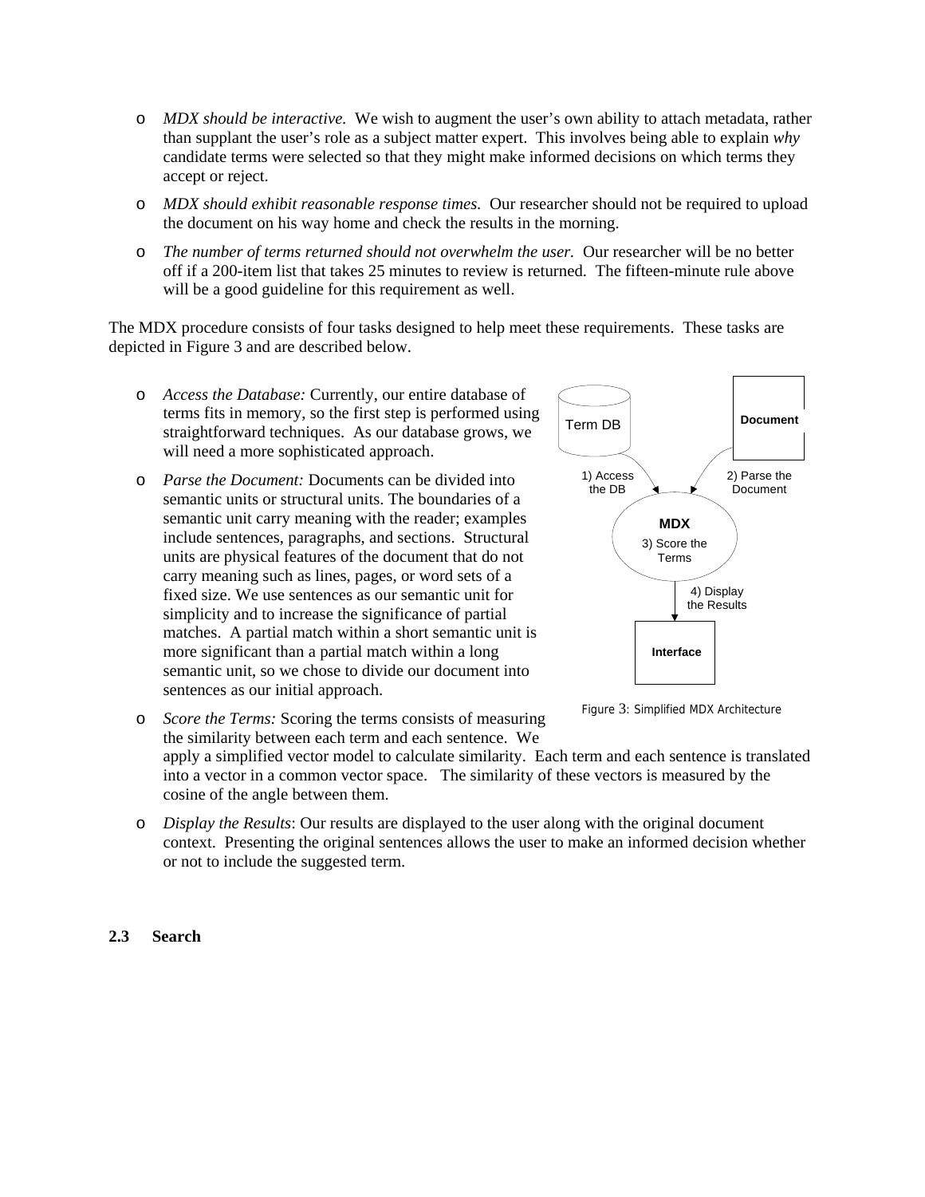- *MDX should be interactive.* We wish to augment the user's own ability to attach metadata, rather than supplant the user's role as a subject matter expert. This involves being able to explain *why* candidate terms were selected so that they might make informed decisions on which terms they accept or reject.
- *MDX should exhibit reasonable response times.* Our researcher should not be required to upload the document on his way home and check the results in the morning.
- *The number of terms returned should not overwhelm the user.* Our researcher will be no better off if a 200-item list that takes 25 minutes to review is returned. The fifteen-minute rule above will be a good guideline for this requirement as well.

The MDX procedure consists of four tasks designed to help meet these requirements. These tasks are depicted in Figure 3 and are described below.

- *Access the Database:* Currently, our entire database of terms fits in memory, so the first step is performed using straightforward techniques. As our database grows, we will need a more sophisticated approach.
- *Parse the Document:* Documents can be divided into semantic units or structural units. The boundaries of a semantic unit carry meaning with the reader; examples include sentences, paragraphs, and sections. Structural units are physical features of the document that do not carry meaning such as lines, pages, or word sets of a fixed size. We use sentences as our semantic unit for simplicity and to increase the significance of partial matches. A partial match within a short semantic unit is more significant than a partial match within a long semantic unit, so we chose to divide our document into sentences as our initial approach.
- *Score the Terms:* Scoring the terms consists of measuring the similarity between each term and each sentence. We apply a simplified vector model to calculate similarity. Each term and each sentence is translated into a vector in a common vector space. The similarity of these vectors is measured by the cosine of the angle between them.
- *Display the Results*: Our results are displayed to the user along with the original document context. Presenting the original sentences allows the user to make an informed decision whether or not to include the suggested term.

Figure 3: Simplified MDX Architecture

## 2.3 Search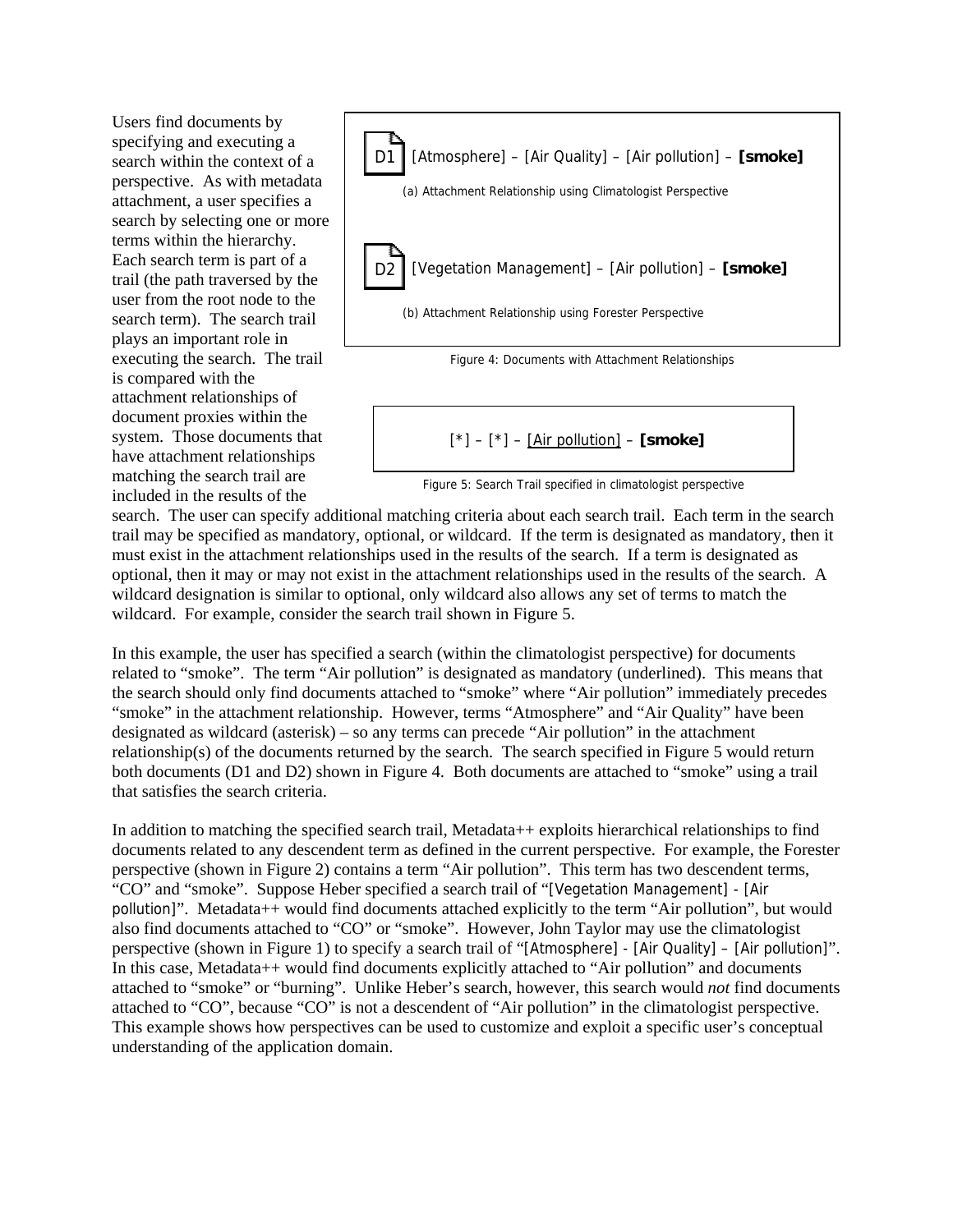Users find documents by specifying and executing a search within the context of a perspective. As with metadata attachment, a user specifies a search by selecting one or more terms within the hierarchy. Each search term is part of a trail (the path traversed by the user from the root node to the search term). The search trail plays an important role in executing the search. The trail is compared with the attachment relationships of document proxies within the system. Those documents that have attachment relationships matching the search trail are included in the results of the search. The user can specify additional matching criteria about each search trail. Each term in the search trail may be specified as mandatory, optional, or wildcard. If the term is designated as mandatory, then it must exist in the attachment relationships used in the results of the search. If a term is designated as optional, then it may or may not exist in the attachment relationships used in the results of the search. A wildcard designation is similar to optional, only wildcard also allows any set of terms to match the wildcard. For example, consider the search trail shown in Figure 5.

D1 [Atmosphere] – [Air Quality] – [Air pollution] – **[smoke]**

(a) Attachment Relationship using Climatologist Perspective

D2 [Vegetation Management] – [Air pollution] – **[smoke]**

(b) Attachment Relationship using Forester Perspective

Figure 4: Documents with Attachment Relationships

[*] – [*] – <u>[Air pollution]</u> – **[smoke]**

Figure 5: Search Trail specified in climatologist perspective

In this example, the user has specified a search (within the climatologist perspective) for documents related to "smoke". The term "Air pollution" is designated as mandatory (underlined). This means that the search should only find documents attached to "smoke" where "Air pollution" immediately precedes "smoke" in the attachment relationship. However, terms "Atmosphere" and "Air Quality" have been designated as wildcard (asterisk) – so any terms can precede "Air pollution" in the attachment relationship(s) of the documents returned by the search. The search specified in Figure 5 would return both documents (D1 and D2) shown in Figure 4. Both documents are attached to "smoke" using a trail that satisfies the search criteria.

In addition to matching the specified search trail, Metadata++ exploits hierarchical relationships to find documents related to any descendent term as defined in the current perspective. For example, the Forester perspective (shown in Figure 2) contains a term "Air pollution". This term has two descendent terms, "CO" and "smoke". Suppose Heber specified a search trail of "[Vegetation Management] - [Air pollution]". Metadata++ would find documents attached explicitly to the term "Air pollution", but would also find documents attached to "CO" or "smoke". However, John Taylor may use the climatologist perspective (shown in Figure 1) to specify a search trail of "[Atmosphere] - [Air Quality] – [Air pollution]". In this case, Metadata++ would find documents explicitly attached to "Air pollution" and documents attached to "smoke" or "burning". Unlike Heber's search, however, this search would *not* find documents attached to "CO", because "CO" is not a descendent of "Air pollution" in the climatologist perspective. This example shows how perspectives can be used to customize and exploit a specific user's conceptual understanding of the application domain.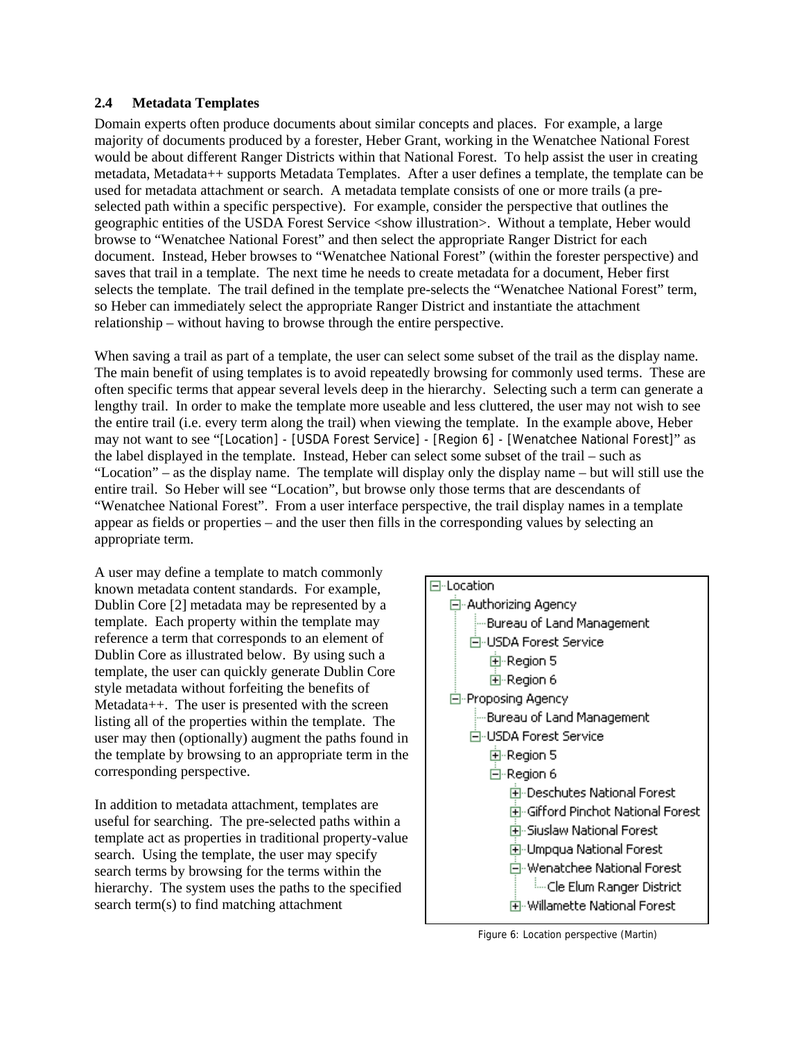### 2.4 Metadata Templates

Domain experts often produce documents about similar concepts and places. For example, a large majority of documents produced by a forester, Heber Grant, working in the Wenatchee National Forest would be about different Ranger Districts within that National Forest. To help assist the user in creating metadata, Metadata++ supports Metadata Templates. After a user defines a template, the template can be used for metadata attachment or search. A metadata template consists of one or more trails (a pre-selected path within a specific perspective). For example, consider the perspective that outlines the geographic entities of the USDA Forest Service <show illustration>. Without a template, Heber would browse to "Wenatchee National Forest" and then select the appropriate Ranger District for each document. Instead, Heber browses to "Wenatchee National Forest" (within the forester perspective) and saves that trail in a template. The next time he needs to create metadata for a document, Heber first selects the template. The trail defined in the template pre-selects the "Wenatchee National Forest" term, so Heber can immediately select the appropriate Ranger District and instantiate the attachment relationship – without having to browse through the entire perspective.

When saving a trail as part of a template, the user can select some subset of the trail as the display name. The main benefit of using templates is to avoid repeatedly browsing for commonly used terms. These are often specific terms that appear several levels deep in the hierarchy. Selecting such a term can generate a lengthy trail. In order to make the template more useable and less cluttered, the user may not wish to see the entire trail (i.e. every term along the trail) when viewing the template. In the example above, Heber may not want to see "[Location] - [USDA Forest Service] - [Region 6] - [Wenatchee National Forest]" as the label displayed in the template. Instead, Heber can select some subset of the trail – such as "Location" – as the display name. The template will display only the display name – but will still use the entire trail. So Heber will see "Location", but browse only those terms that are descendants of "Wenatchee National Forest". From a user interface perspective, the trail display names in a template appear as fields or properties – and the user then fills in the corresponding values by selecting an appropriate term.

A user may define a template to match commonly known metadata content standards. For example, Dublin Core [2] metadata may be represented by a template. Each property within the template may reference a term that corresponds to an element of Dublin Core as illustrated below. By using such a template, the user can quickly generate Dublin Core style metadata without forfeiting the benefits of Metadata++. The user is presented with the screen listing all of the properties within the template. The user may then (optionally) augment the paths found in the template by browsing to an appropriate term in the corresponding perspective.

In addition to metadata attachment, templates are useful for searching. The pre-selected paths within a template act as properties in traditional property-value search. Using the template, the user may specify search terms by browsing for the terms within the hierarchy. The system uses the paths to the specified search term(s) to find matching attachment

```
⊟ Location
  ⊟ Authorizing Agency
    Bureau of Land Management
    ⊟ USDA Forest Service
      ⊞ Region 5
      ⊞ Region 6
  ⊟ Proposing Agency
    Bureau of Land Management
    ⊟ USDA Forest Service
      ⊞ Region 5
      ⊟ Region 6
        ⊞ Deschutes National Forest
        ⊞ Gifford Pinchot National Forest
        ⊞ Siuslaw National Forest
        ⊞ Umpqua National Forest
        ⊟ Wenatchee National Forest
          Cle Elum Ranger District
        ⊞ Willamette National Forest
```

Figure 6: Location perspective (Martin)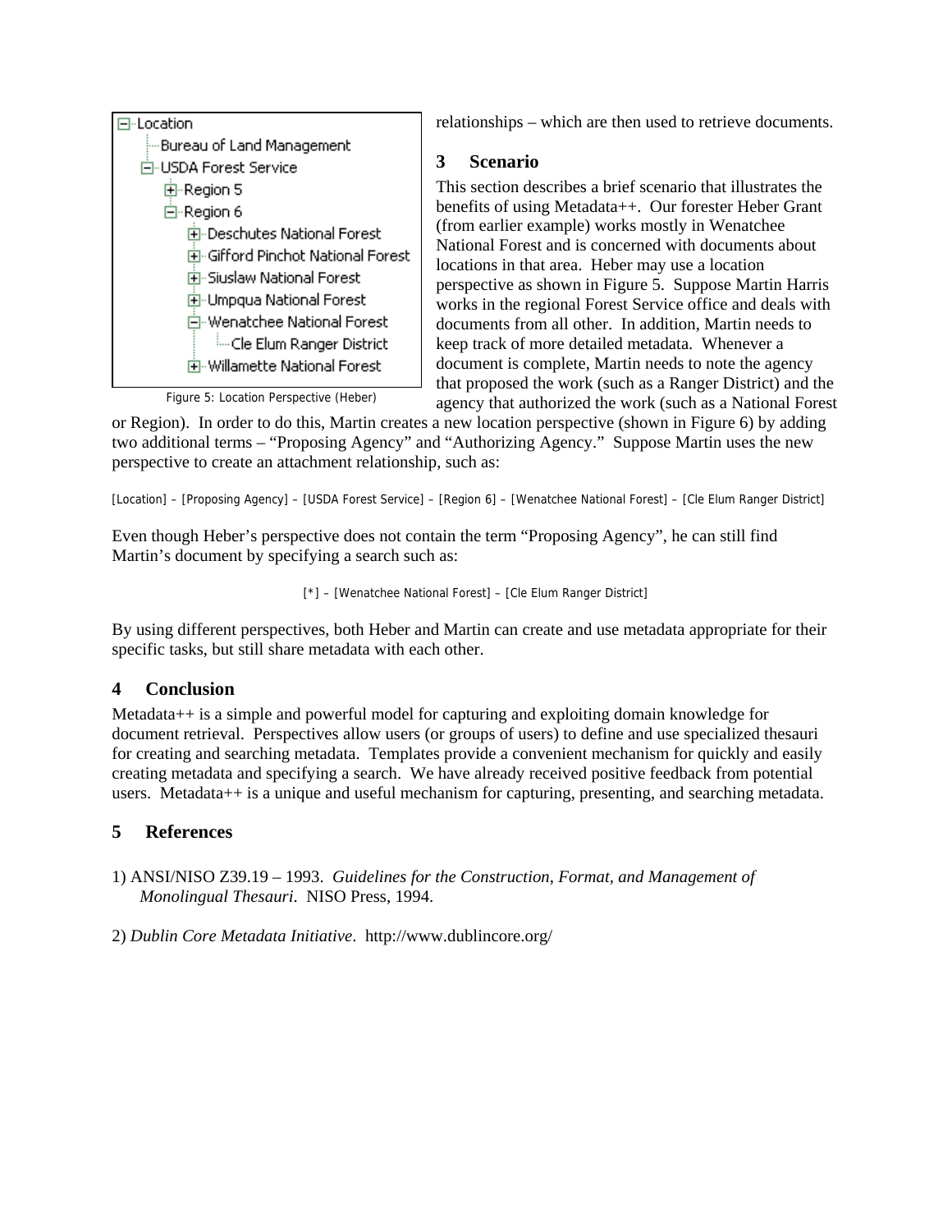relationships – which are then used to retrieve documents.

## 3 Scenario

This section describes a brief scenario that illustrates the benefits of using Metadata++. Our forester Heber Grant (from earlier example) works mostly in Wenatchee National Forest and is concerned with documents about locations in that area. Heber may use a location perspective as shown in Figure 5. Suppose Martin Harris works in the regional Forest Service office and deals with documents from all other. In addition, Martin needs to keep track of more detailed metadata. Whenever a document is complete, Martin needs to note the agency that proposed the work (such as a Ranger District) and the agency that authorized the work (such as a National Forest or Region). In order to do this, Martin creates a new location perspective (shown in Figure 6) by adding two additional terms – "Proposing Agency" and "Authorizing Agency." Suppose Martin uses the new perspective to create an attachment relationship, such as:

```
⊟ Location
   Bureau of Land Management
   ⊟ USDA Forest Service
      ⊞ Region 5
      ⊟ Region 6
         ⊞ Deschutes National Forest
         ⊞ Gifford Pinchot National Forest
         ⊞ Siuslaw National Forest
         ⊞ Umpqua National Forest
         ⊟ Wenatchee National Forest
            Cle Elum Ranger District
         ⊞ Willamette National Forest
```

Figure 5: Location Perspective (Heber)

[Location] – [Proposing Agency] – [USDA Forest Service] – [Region 6] – [Wenatchee National Forest] – [Cle Elum Ranger District]

Even though Heber's perspective does not contain the term "Proposing Agency", he can still find Martin's document by specifying a search such as:

[*] – [Wenatchee National Forest] – [Cle Elum Ranger District]

By using different perspectives, both Heber and Martin can create and use metadata appropriate for their specific tasks, but still share metadata with each other.

## 4 Conclusion

Metadata++ is a simple and powerful model for capturing and exploiting domain knowledge for document retrieval. Perspectives allow users (or groups of users) to define and use specialized thesauri for creating and searching metadata. Templates provide a convenient mechanism for quickly and easily creating metadata and specifying a search. We have already received positive feedback from potential users. Metadata++ is a unique and useful mechanism for capturing, presenting, and searching metadata.

## 5 References

1) ANSI/NISO Z39.19 – 1993. *Guidelines for the Construction, Format, and Management of Monolingual Thesauri*. NISO Press, 1994.

2) *Dublin Core Metadata Initiative*. http://www.dublincore.org/